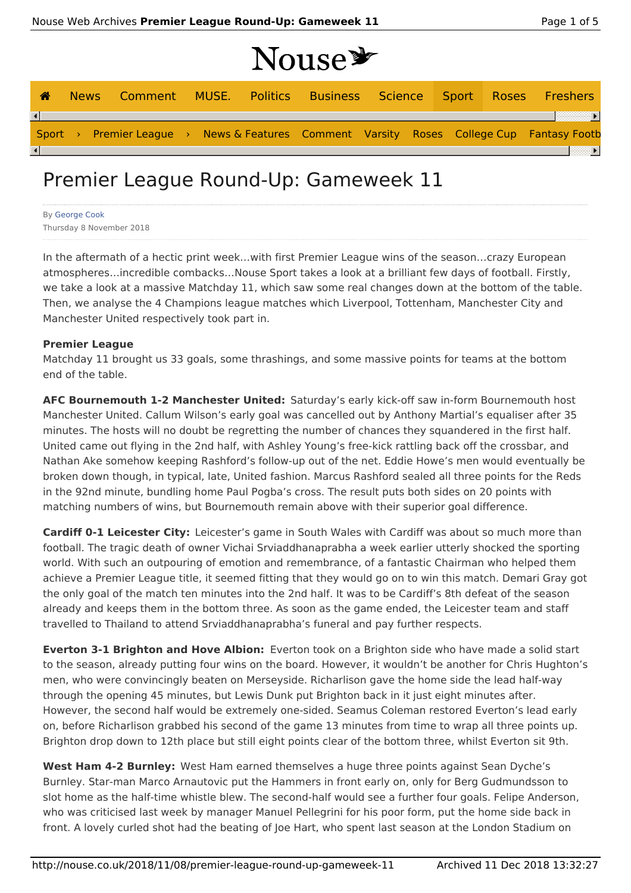# Premier League Round-Up: Gameweek 11

By George Cook
Thursday 8 November 2018

In the aftermath of a hectic print week…with first Premier League wins of the season…crazy European atmospheres…incredible combacks…Nouse Sport takes a look at a brilliant few days of football. Firstly, we take a look at a massive Matchday 11, which saw some real changes down at the bottom of the table. Then, we analyse the 4 Champions league matches which Liverpool, Tottenham, Manchester City and Manchester United respectively took part in.

**Premier League**
Matchday 11 brought us 33 goals, some thrashings, and some massive points for teams at the bottom end of the table.

**AFC Bournemouth 1-2 Manchester United:** Saturday's early kick-off saw in-form Bournemouth host Manchester United. Callum Wilson's early goal was cancelled out by Anthony Martial's equaliser after 35 minutes. The hosts will no doubt be regretting the number of chances they squandered in the first half. United came out flying in the 2nd half, with Ashley Young's free-kick rattling back off the crossbar, and Nathan Ake somehow keeping Rashford's follow-up out of the net. Eddie Howe's men would eventually be broken down though, in typical, late, United fashion. Marcus Rashford sealed all three points for the Reds in the 92nd minute, bundling home Paul Pogba's cross. The result puts both sides on 20 points with matching numbers of wins, but Bournemouth remain above with their superior goal difference.

**Cardiff 0-1 Leicester City:** Leicester's game in South Wales with Cardiff was about so much more than football. The tragic death of owner Vichai Srviaddhanaprabha a week earlier utterly shocked the sporting world. With such an outpouring of emotion and remembrance, of a fantastic Chairman who helped them achieve a Premier League title, it seemed fitting that they would go on to win this match. Demari Gray got the only goal of the match ten minutes into the 2nd half. It was to be Cardiff's 8th defeat of the season already and keeps them in the bottom three. As soon as the game ended, the Leicester team and staff travelled to Thailand to attend Srviaddhanaprabha's funeral and pay further respects.

**Everton 3-1 Brighton and Hove Albion:** Everton took on a Brighton side who have made a solid start to the season, already putting four wins on the board. However, it wouldn't be another for Chris Hughton's men, who were convincingly beaten on Merseyside. Richarlison gave the home side the lead half-way through the opening 45 minutes, but Lewis Dunk put Brighton back in it just eight minutes after. However, the second half would be extremely one-sided. Seamus Coleman restored Everton's lead early on, before Richarlison grabbed his second of the game 13 minutes from time to wrap all three points up. Brighton drop down to 12th place but still eight points clear of the bottom three, whilst Everton sit 9th.

**West Ham 4-2 Burnley:** West Ham earned themselves a huge three points against Sean Dyche's Burnley. Star-man Marco Arnautovic put the Hammers in front early on, only for Berg Gudmundsson to slot home as the half-time whistle blew. The second-half would see a further four goals. Felipe Anderson, who was criticised last week by manager Manuel Pellegrini for his poor form, put the home side back in front. A lovely curled shot had the beating of Joe Hart, who spent last season at the London Stadium on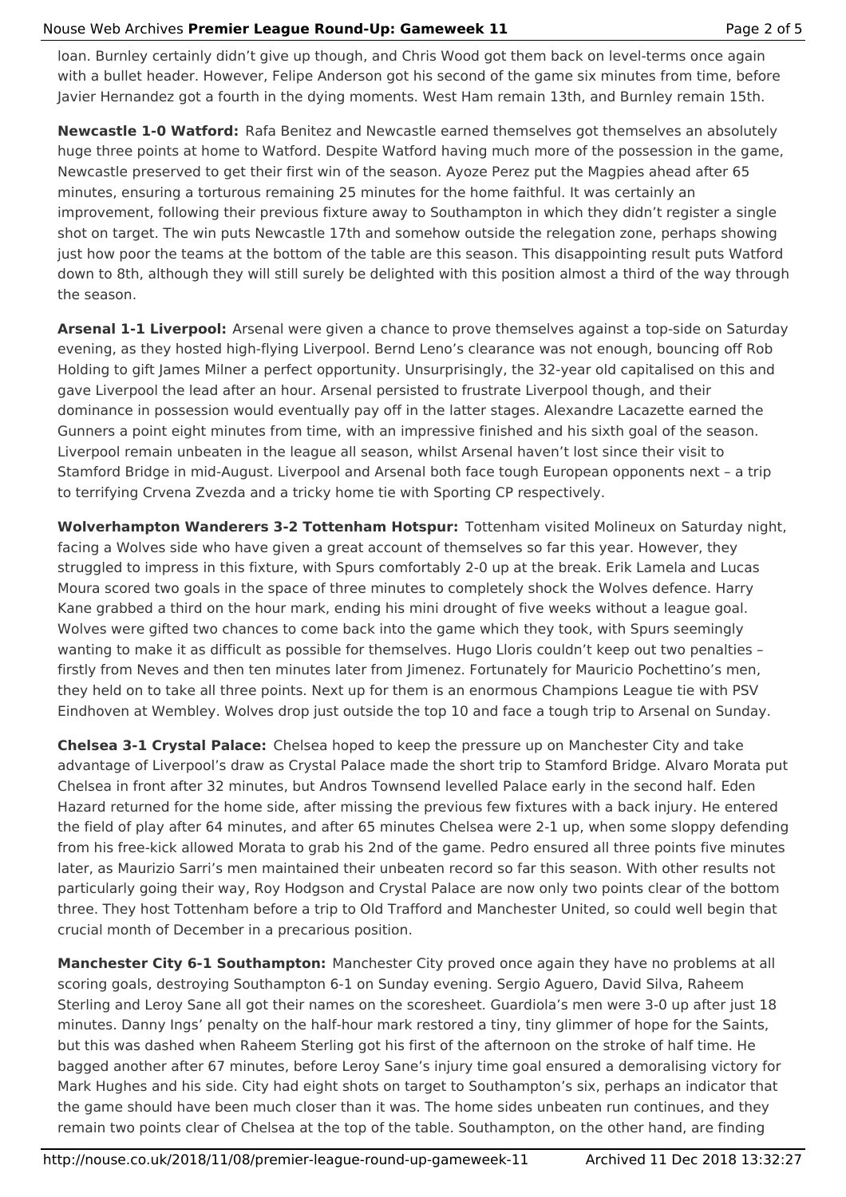loan. Burnley certainly didn't give up though, and Chris Wood got them back on level-terms once again with a bullet header. However, Felipe Anderson got his second of the game six minutes from time, before Javier Hernandez got a fourth in the dying moments. West Ham remain 13th, and Burnley remain 15th.

**Newcastle 1-0 Watford:** Rafa Benitez and Newcastle earned themselves got themselves an absolutely huge three points at home to Watford. Despite Watford having much more of the possession in the game, Newcastle preserved to get their first win of the season. Ayoze Perez put the Magpies ahead after 65 minutes, ensuring a torturous remaining 25 minutes for the home faithful. It was certainly an improvement, following their previous fixture away to Southampton in which they didn't register a single shot on target. The win puts Newcastle 17th and somehow outside the relegation zone, perhaps showing just how poor the teams at the bottom of the table are this season. This disappointing result puts Watford down to 8th, although they will still surely be delighted with this position almost a third of the way through the season.

**Arsenal 1-1 Liverpool:** Arsenal were given a chance to prove themselves against a top-side on Saturday evening, as they hosted high-flying Liverpool. Bernd Leno's clearance was not enough, bouncing off Rob Holding to gift James Milner a perfect opportunity. Unsurprisingly, the 32-year old capitalised on this and gave Liverpool the lead after an hour. Arsenal persisted to frustrate Liverpool though, and their dominance in possession would eventually pay off in the latter stages. Alexandre Lacazette earned the Gunners a point eight minutes from time, with an impressive finished and his sixth goal of the season. Liverpool remain unbeaten in the league all season, whilst Arsenal haven't lost since their visit to Stamford Bridge in mid-August. Liverpool and Arsenal both face tough European opponents next – a trip to terrifying Crvena Zvezda and a tricky home tie with Sporting CP respectively.

**Wolverhampton Wanderers 3-2 Tottenham Hotspur:** Tottenham visited Molineux on Saturday night, facing a Wolves side who have given a great account of themselves so far this year. However, they struggled to impress in this fixture, with Spurs comfortably 2-0 up at the break. Erik Lamela and Lucas Moura scored two goals in the space of three minutes to completely shock the Wolves defence. Harry Kane grabbed a third on the hour mark, ending his mini drought of five weeks without a league goal. Wolves were gifted two chances to come back into the game which they took, with Spurs seemingly wanting to make it as difficult as possible for themselves. Hugo Lloris couldn't keep out two penalties – firstly from Neves and then ten minutes later from Jimenez. Fortunately for Mauricio Pochettino's men, they held on to take all three points. Next up for them is an enormous Champions League tie with PSV Eindhoven at Wembley. Wolves drop just outside the top 10 and face a tough trip to Arsenal on Sunday.

**Chelsea 3-1 Crystal Palace:** Chelsea hoped to keep the pressure up on Manchester City and take advantage of Liverpool's draw as Crystal Palace made the short trip to Stamford Bridge. Alvaro Morata put Chelsea in front after 32 minutes, but Andros Townsend levelled Palace early in the second half. Eden Hazard returned for the home side, after missing the previous few fixtures with a back injury. He entered the field of play after 64 minutes, and after 65 minutes Chelsea were 2-1 up, when some sloppy defending from his free-kick allowed Morata to grab his 2nd of the game. Pedro ensured all three points five minutes later, as Maurizio Sarri's men maintained their unbeaten record so far this season. With other results not particularly going their way, Roy Hodgson and Crystal Palace are now only two points clear of the bottom three. They host Tottenham before a trip to Old Trafford and Manchester United, so could well begin that crucial month of December in a precarious position.

**Manchester City 6-1 Southampton:** Manchester City proved once again they have no problems at all scoring goals, destroying Southampton 6-1 on Sunday evening. Sergio Aguero, David Silva, Raheem Sterling and Leroy Sane all got their names on the scoresheet. Guardiola's men were 3-0 up after just 18 minutes. Danny Ings' penalty on the half-hour mark restored a tiny, tiny glimmer of hope for the Saints, but this was dashed when Raheem Sterling got his first of the afternoon on the stroke of half time. He bagged another after 67 minutes, before Leroy Sane's injury time goal ensured a demoralising victory for Mark Hughes and his side. City had eight shots on target to Southampton's six, perhaps an indicator that the game should have been much closer than it was. The home sides unbeaten run continues, and they remain two points clear of Chelsea at the top of the table. Southampton, on the other hand, are finding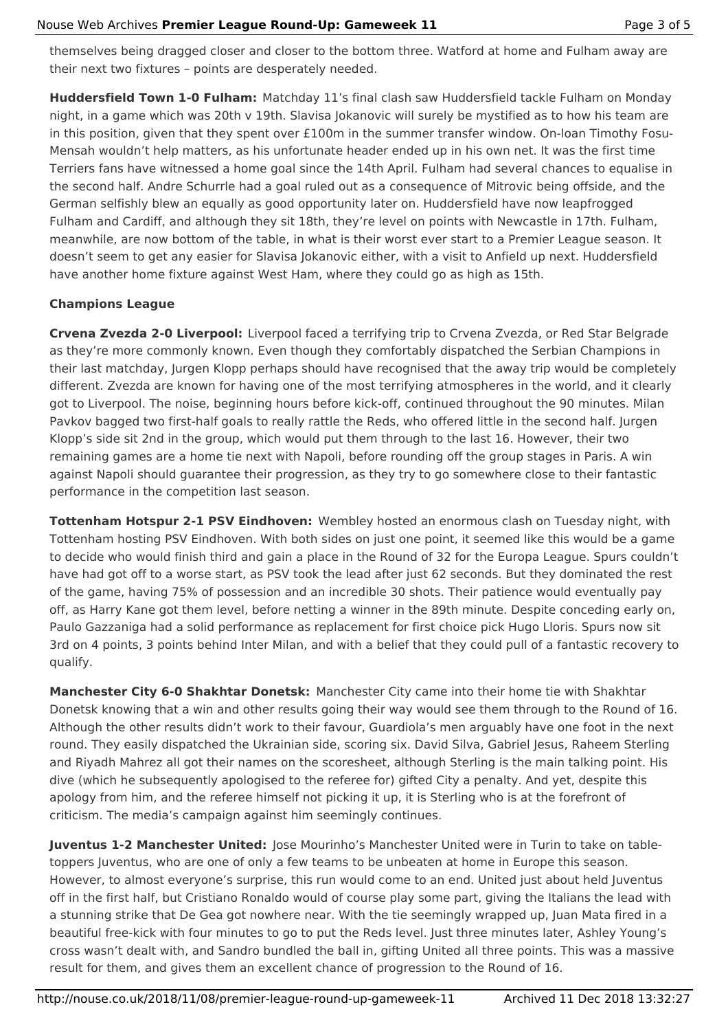themselves being dragged closer and closer to the bottom three. Watford at home and Fulham away are their next two fixtures – points are desperately needed.

**Huddersfield Town 1-0 Fulham:** Matchday 11's final clash saw Huddersfield tackle Fulham on Monday night, in a game which was 20th v 19th. Slavisa Jokanovic will surely be mystified as to how his team are in this position, given that they spent over £100m in the summer transfer window. On-loan Timothy Fosu-Mensah wouldn't help matters, as his unfortunate header ended up in his own net. It was the first time Terriers fans have witnessed a home goal since the 14th April. Fulham had several chances to equalise in the second half. Andre Schurrle had a goal ruled out as a consequence of Mitrovic being offside, and the German selfishly blew an equally as good opportunity later on. Huddersfield have now leapfrogged Fulham and Cardiff, and although they sit 18th, they're level on points with Newcastle in 17th. Fulham, meanwhile, are now bottom of the table, in what is their worst ever start to a Premier League season. It doesn't seem to get any easier for Slavisa Jokanovic either, with a visit to Anfield up next. Huddersfield have another home fixture against West Ham, where they could go as high as 15th.

**Champions League**

**Crvena Zvezda 2-0 Liverpool:** Liverpool faced a terrifying trip to Crvena Zvezda, or Red Star Belgrade as they're more commonly known. Even though they comfortably dispatched the Serbian Champions in their last matchday, Jurgen Klopp perhaps should have recognised that the away trip would be completely different. Zvezda are known for having one of the most terrifying atmospheres in the world, and it clearly got to Liverpool. The noise, beginning hours before kick-off, continued throughout the 90 minutes. Milan Pavkov bagged two first-half goals to really rattle the Reds, who offered little in the second half. Jurgen Klopp's side sit 2nd in the group, which would put them through to the last 16. However, their two remaining games are a home tie next with Napoli, before rounding off the group stages in Paris. A win against Napoli should guarantee their progression, as they try to go somewhere close to their fantastic performance in the competition last season.

**Tottenham Hotspur 2-1 PSV Eindhoven:** Wembley hosted an enormous clash on Tuesday night, with Tottenham hosting PSV Eindhoven. With both sides on just one point, it seemed like this would be a game to decide who would finish third and gain a place in the Round of 32 for the Europa League. Spurs couldn't have had got off to a worse start, as PSV took the lead after just 62 seconds. But they dominated the rest of the game, having 75% of possession and an incredible 30 shots. Their patience would eventually pay off, as Harry Kane got them level, before netting a winner in the 89th minute. Despite conceding early on, Paulo Gazzaniga had a solid performance as replacement for first choice pick Hugo Lloris. Spurs now sit 3rd on 4 points, 3 points behind Inter Milan, and with a belief that they could pull of a fantastic recovery to qualify.

**Manchester City 6-0 Shakhtar Donetsk:** Manchester City came into their home tie with Shakhtar Donetsk knowing that a win and other results going their way would see them through to the Round of 16. Although the other results didn't work to their favour, Guardiola's men arguably have one foot in the next round. They easily dispatched the Ukrainian side, scoring six. David Silva, Gabriel Jesus, Raheem Sterling and Riyadh Mahrez all got their names on the scoresheet, although Sterling is the main talking point. His dive (which he subsequently apologised to the referee for) gifted City a penalty. And yet, despite this apology from him, and the referee himself not picking it up, it is Sterling who is at the forefront of criticism. The media's campaign against him seemingly continues.

**Juventus 1-2 Manchester United:** Jose Mourinho's Manchester United were in Turin to take on table-toppers Juventus, who are one of only a few teams to be unbeaten at home in Europe this season. However, to almost everyone's surprise, this run would come to an end. United just about held Juventus off in the first half, but Cristiano Ronaldo would of course play some part, giving the Italians the lead with a stunning strike that De Gea got nowhere near. With the tie seemingly wrapped up, Juan Mata fired in a beautiful free-kick with four minutes to go to put the Reds level. Just three minutes later, Ashley Young's cross wasn't dealt with, and Sandro bundled the ball in, gifting United all three points. This was a massive result for them, and gives them an excellent chance of progression to the Round of 16.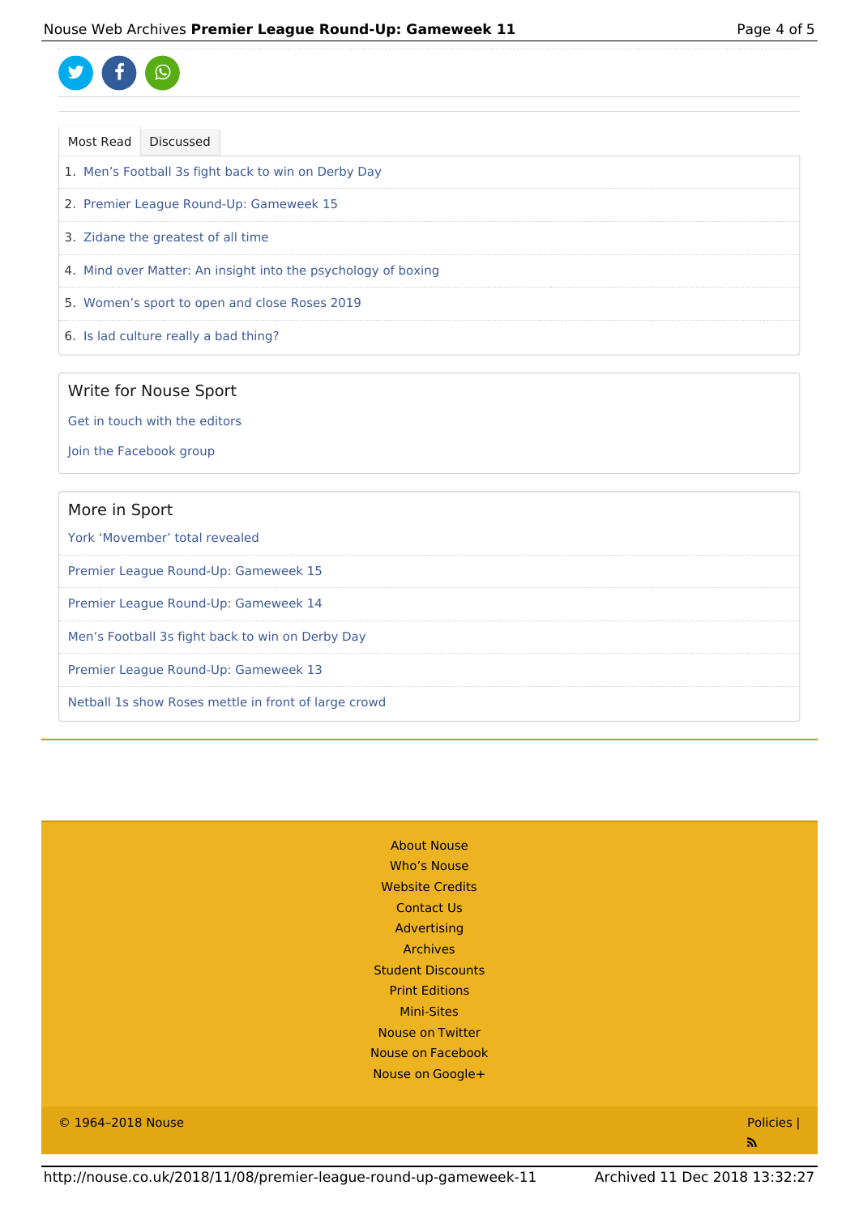Most Read | Discussed

1. Men's Football 3s fight back to win on Derby Day
2. Premier League Round-Up: Gameweek 15
3. Zidane the greatest of all time
4. Mind over Matter: An insight into the psychology of boxing
5. Women's sport to open and close Roses 2019
6. Is lad culture really a bad thing?

## Write for Nouse Sport

Get in touch with the editors

Join the Facebook group

## More in Sport

York 'Movember' total revealed

Premier League Round-Up: Gameweek 15

Premier League Round-Up: Gameweek 14

Men's Football 3s fight back to win on Derby Day

Premier League Round-Up: Gameweek 13

Netball 1s show Roses mettle in front of large crowd

About Nouse
Who's Nouse
Website Credits
Contact Us
Advertising
Archives
Student Discounts
Print Editions
Mini-Sites
Nouse on Twitter
Nouse on Facebook
Nouse on Google+

© 1964–2018 Nouse

Policies |